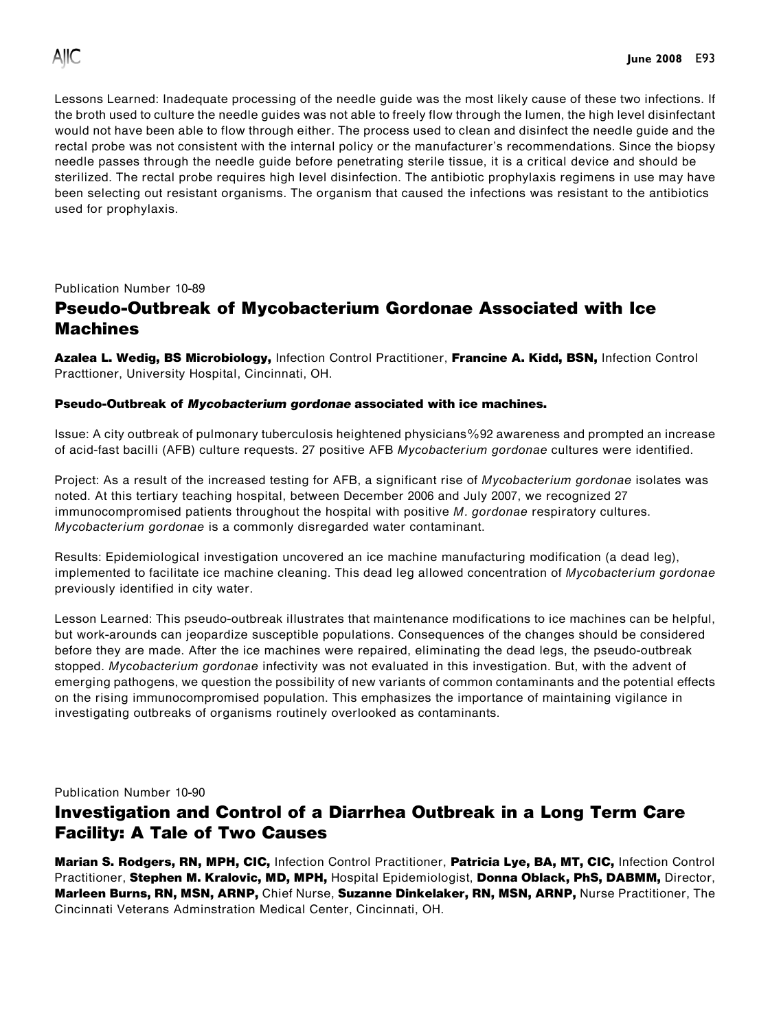Lessons Learned: Inadequate processing of the needle guide was the most likely cause of these two infections. If the broth used to culture the needle guides was not able to freely flow through the lumen, the high level disinfectant would not have been able to flow through either. The process used to clean and disinfect the needle guide and the rectal probe was not consistent with the internal policy or the manufacturer's recommendations. Since the biopsy needle passes through the needle guide before penetrating sterile tissue, it is a critical device and should be sterilized. The rectal probe requires high level disinfection. The antibiotic prophylaxis regimens in use may have been selecting out resistant organisms. The organism that caused the infections was resistant to the antibiotics used for prophylaxis.

Publication Number 10-89

## Pseudo-Outbreak of Mycobacterium Gordonae Associated with Ice Machines

**Azalea L. Wedig, BS Microbiology,** Infection Control Practitioner, **Francine A. Kidd, BSN,** Infection Control Practtioner, University Hospital, Cincinnati, OH.

**Pseudo-Outbreak of *Mycobacterium gordonae* associated with ice machines.**

Issue: A city outbreak of pulmonary tuberculosis heightened physicians%92 awareness and prompted an increase of acid-fast bacilli (AFB) culture requests. 27 positive AFB *Mycobacterium gordonae* cultures were identified.

Project: As a result of the increased testing for AFB, a significant rise of *Mycobacterium gordonae* isolates was noted. At this tertiary teaching hospital, between December 2006 and July 2007, we recognized 27 immunocompromised patients throughout the hospital with positive *M. gordonae* respiratory cultures. *Mycobacterium gordonae* is a commonly disregarded water contaminant.

Results: Epidemiological investigation uncovered an ice machine manufacturing modification (a dead leg), implemented to facilitate ice machine cleaning. This dead leg allowed concentration of *Mycobacterium gordonae* previously identified in city water.

Lesson Learned: This pseudo-outbreak illustrates that maintenance modifications to ice machines can be helpful, but work-arounds can jeopardize susceptible populations. Consequences of the changes should be considered before they are made. After the ice machines were repaired, eliminating the dead legs, the pseudo-outbreak stopped. *Mycobacterium gordonae* infectivity was not evaluated in this investigation. But, with the advent of emerging pathogens, we question the possibility of new variants of common contaminants and the potential effects on the rising immunocompromised population. This emphasizes the importance of maintaining vigilance in investigating outbreaks of organisms routinely overlooked as contaminants.

Publication Number 10-90

## Investigation and Control of a Diarrhea Outbreak in a Long Term Care Facility: A Tale of Two Causes

**Marian S. Rodgers, RN, MPH, CIC,** Infection Control Practitioner, **Patricia Lye, BA, MT, CIC,** Infection Control Practitioner, **Stephen M. Kralovic, MD, MPH,** Hospital Epidemiologist, **Donna Oblack, PhS, DABMM,** Director, **Marleen Burns, RN, MSN, ARNP,** Chief Nurse, **Suzanne Dinkelaker, RN, MSN, ARNP,** Nurse Practitioner, The Cincinnati Veterans Adminstration Medical Center, Cincinnati, OH.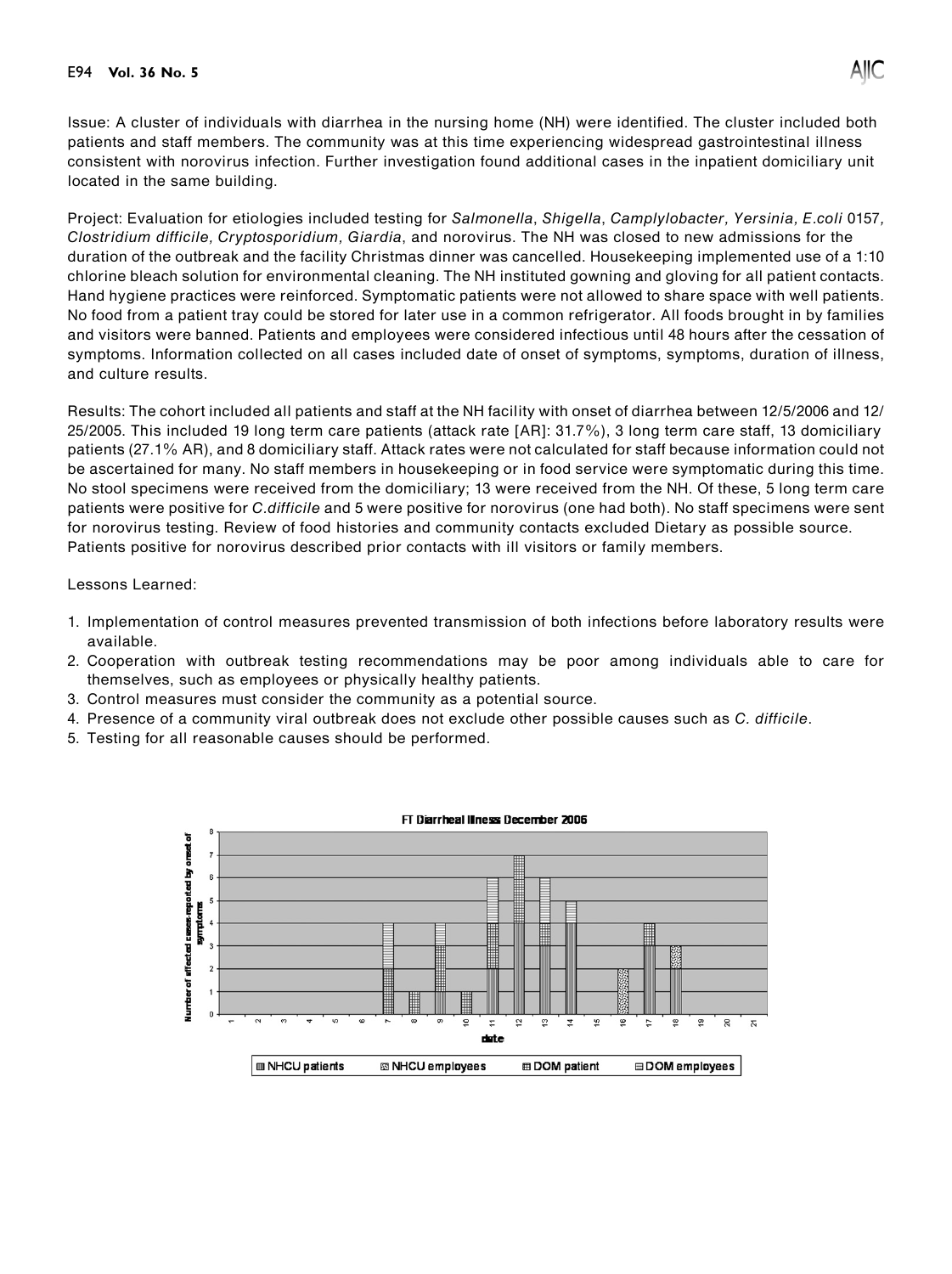Issue: A cluster of individuals with diarrhea in the nursing home (NH) were identified. The cluster included both patients and staff members. The community was at this time experiencing widespread gastrointestinal illness consistent with norovirus infection. Further investigation found additional cases in the inpatient domiciliary unit located in the same building.

Project: Evaluation for etiologies included testing for *Salmonella*, *Shigella*, *Camplylobacter, Yersinia, E.coli* 0157*, Clostridium difficile, Cryptosporidium, Giardia*, and norovirus. The NH was closed to new admissions for the duration of the outbreak and the facility Christmas dinner was cancelled. Housekeeping implemented use of a 1:10 chlorine bleach solution for environmental cleaning. The NH instituted gowning and gloving for all patient contacts. Hand hygiene practices were reinforced. Symptomatic patients were not allowed to share space with well patients. No food from a patient tray could be stored for later use in a common refrigerator. All foods brought in by families and visitors were banned. Patients and employees were considered infectious until 48 hours after the cessation of symptoms. Information collected on all cases included date of onset of symptoms, symptoms, duration of illness, and culture results.

Results: The cohort included all patients and staff at the NH facility with onset of diarrhea between 12/5/2006 and 12/25/2005. This included 19 long term care patients (attack rate [AR]: 31.7%), 3 long term care staff, 13 domiciliary patients (27.1% AR), and 8 domiciliary staff. Attack rates were not calculated for staff because information could not be ascertained for many. No staff members in housekeeping or in food service were symptomatic during this time. No stool specimens were received from the domiciliary; 13 were received from the NH. Of these, 5 long term care patients were positive for *C.difficile* and 5 were positive for norovirus (one had both). No staff specimens were sent for norovirus testing. Review of food histories and community contacts excluded Dietary as possible source. Patients positive for norovirus described prior contacts with ill visitors or family members.

Lessons Learned:

1. Implementation of control measures prevented transmission of both infections before laboratory results were available.
2. Cooperation with outbreak testing recommendations may be poor among individuals able to care for themselves, such as employees or physically healthy patients.
3. Control measures must consider the community as a potential source.
4. Presence of a community viral outbreak does not exclude other possible causes such as *C. difficile*.
5. Testing for all reasonable causes should be performed.

FT Diarrheal Illness December 2006

Number of affected cases-reported by onset of symptoms

0 1 2 3 4 5 6 7 8

1 2 3 4 5 6 7 8 9 10 11 12 13 14 15 16 17 18 19 20 21

date

NHCU patients   NHCU employees   DOM patient   DOM employees